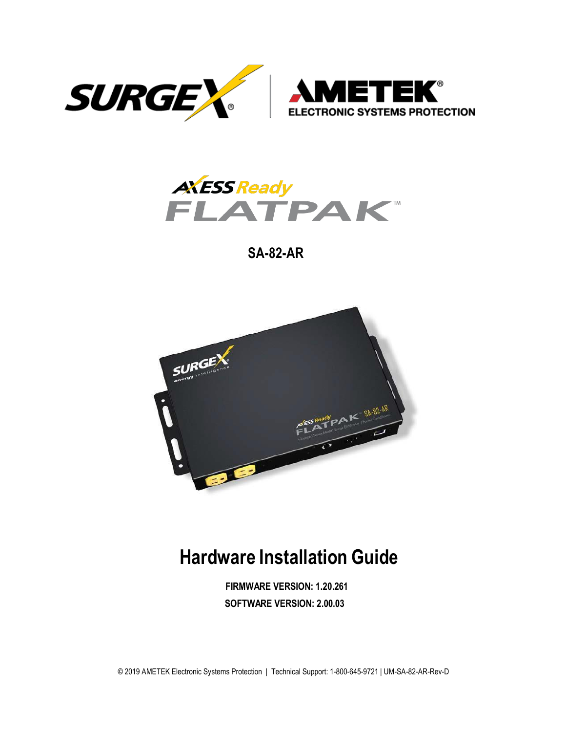SURGEX | AMETEK ELECTRONIC SYSTEMS PROTECTION

AXESS Ready FLATPAK™

**SA-82-AR**

# Hardware Installation Guide

**FIRMWARE VERSION: 1.20.261**

**SOFTWARE VERSION: 2.00.03**

© 2019 AMETEK Electronic Systems Protection | Technical Support: 1-800-645-9721 | UM-SA-82-AR-Rev-D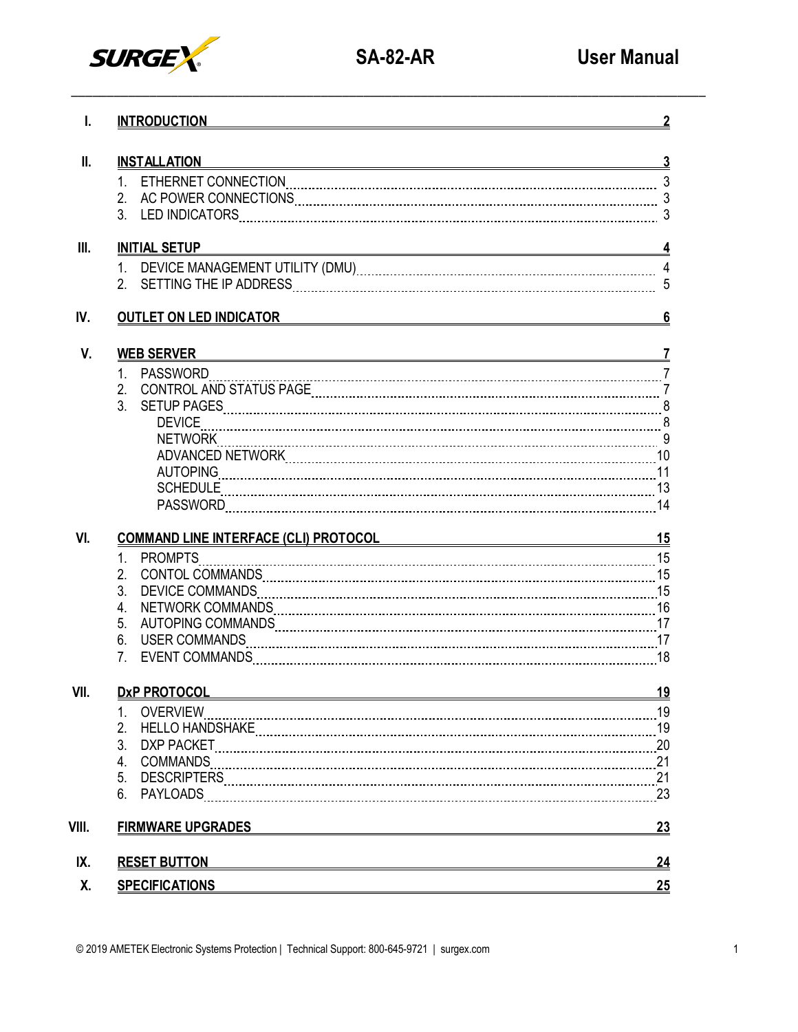| | | |
|---|---|---|
| I. | **INTRODUCTION** | **2** |
| II. | **INSTALLATION** | **3** |
| | 1. ETHERNET CONNECTION | 3 |
| | 2. AC POWER CONNECTIONS | 3 |
| | 3. LED INDICATORS | 3 |
| III. | **INITIAL SETUP** | **4** |
| | 1. DEVICE MANAGEMENT UTILITY (DMU) | 4 |
| | 2. SETTING THE IP ADDRESS | 5 |
| IV. | **OUTLET ON LED INDICATOR** | **6** |
| V. | **WEB SERVER** | **7** |
| | 1. PASSWORD | 7 |
| | 2. CONTROL AND STATUS PAGE | 7 |
| | 3. SETUP PAGES | 8 |
| | DEVICE | 8 |
| | NETWORK | 9 |
| | ADVANCED NETWORK | 10 |
| | AUTOPING | 11 |
| | SCHEDULE | 13 |
| | PASSWORD | 14 |
| VI. | **COMMAND LINE INTERFACE (CLI) PROTOCOL** | **15** |
| | 1. PROMPTS | 15 |
| | 2. CONTOL COMMANDS | 15 |
| | 3. DEVICE COMMANDS | 15 |
| | 4. NETWORK COMMANDS | 16 |
| | 5. AUTOPING COMMANDS | 17 |
| | 6. USER COMMANDS | 17 |
| | 7. EVENT COMMANDS | 18 |
| VII. | **DxP PROTOCOL** | **19** |
| | 1. OVERVIEW | 19 |
| | 2. HELLO HANDSHAKE | 19 |
| | 3. DXP PACKET | 20 |
| | 4. COMMANDS | 21 |
| | 5. DESCRIPTERS | 21 |
| | 6. PAYLOADS | 23 |
| VIII. | **FIRMWARE UPGRADES** | **23** |
| IX. | **RESET BUTTON** | **24** |
| X. | **SPECIFICATIONS** | **25** |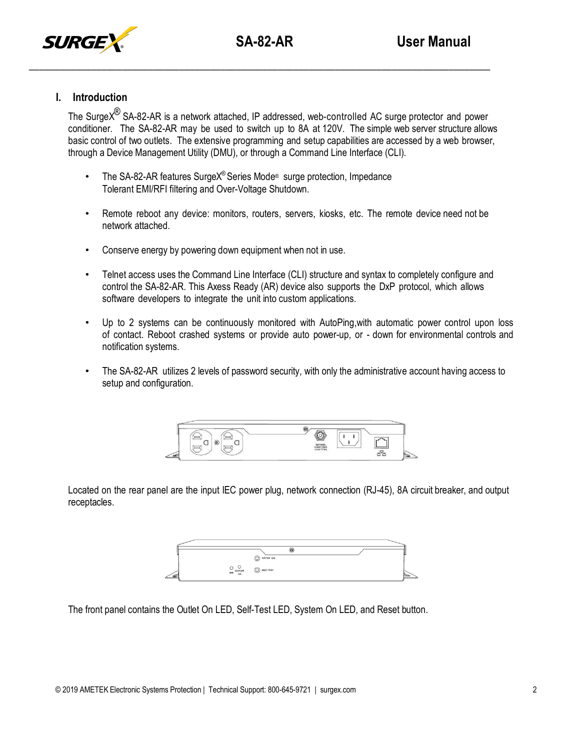## I. Introduction

The SurgeX® SA-82-AR is a network attached, IP addressed, web-controlled AC surge protector and power conditioner. The SA-82-AR may be used to switch up to 8A at 120V. The simple web server structure allows basic control of two outlets. The extensive programming and setup capabilities are accessed by a web browser, through a Device Management Utility (DMU), or through a Command Line Interface (CLI).

- The SA-82-AR features SurgeX® Series Mode® surge protection, Impedance Tolerant EMI/RFI filtering and Over-Voltage Shutdown.
- Remote reboot any device: monitors, routers, servers, kiosks, etc. The remote device need not be network attached.
- Conserve energy by powering down equipment when not in use.
- Telnet access uses the Command Line Interface (CLI) structure and syntax to completely configure and control the SA-82-AR. This Axess Ready (AR) device also supports the DxP protocol, which allows software developers to integrate the unit into custom applications.
- Up to 2 systems can be continuously monitored with AutoPing,with automatic power control upon loss of contact. Reboot crashed systems or provide auto power-up, or - down for environmental controls and notification systems.
- The SA-82-AR utilizes 2 levels of password security, with only the administrative account having access to setup and configuration.

Located on the rear panel are the input IEC power plug, network connection (RJ-45), 8A circuit breaker, and output receptacles.

The front panel contains the Outlet On LED, Self-Test LED, System On LED, and Reset button.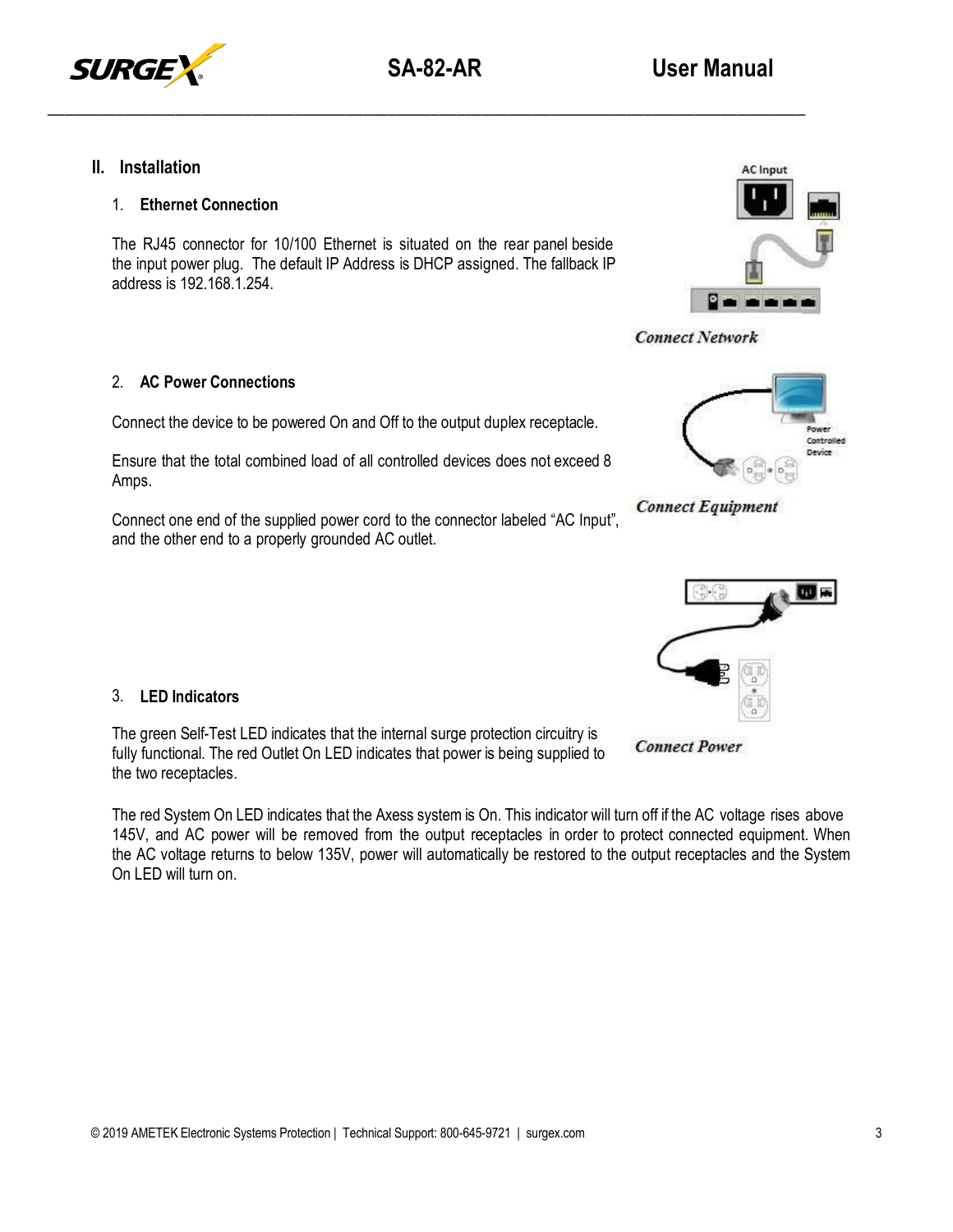## II. Installation

### 1. Ethernet Connection

The RJ45 connector for 10/100 Ethernet is situated on the rear panel beside the input power plug. The default IP Address is DHCP assigned. The fallback IP address is 192.168.1.254.

*Connect Network*

### 2. AC Power Connections

Connect the device to be powered On and Off to the output duplex receptacle.

Ensure that the total combined load of all controlled devices does not exceed 8 Amps.

Connect one end of the supplied power cord to the connector labeled "AC Input", and the other end to a properly grounded AC outlet.

*Connect Equipment*

*Connect Power*

### 3. LED Indicators

The green Self-Test LED indicates that the internal surge protection circuitry is fully functional. The red Outlet On LED indicates that power is being supplied to the two receptacles.

The red System On LED indicates that the Axess system is On. This indicator will turn off if the AC voltage rises above 145V, and AC power will be removed from the output receptacles in order to protect connected equipment. When the AC voltage returns to below 135V, power will automatically be restored to the output receptacles and the System On LED will turn on.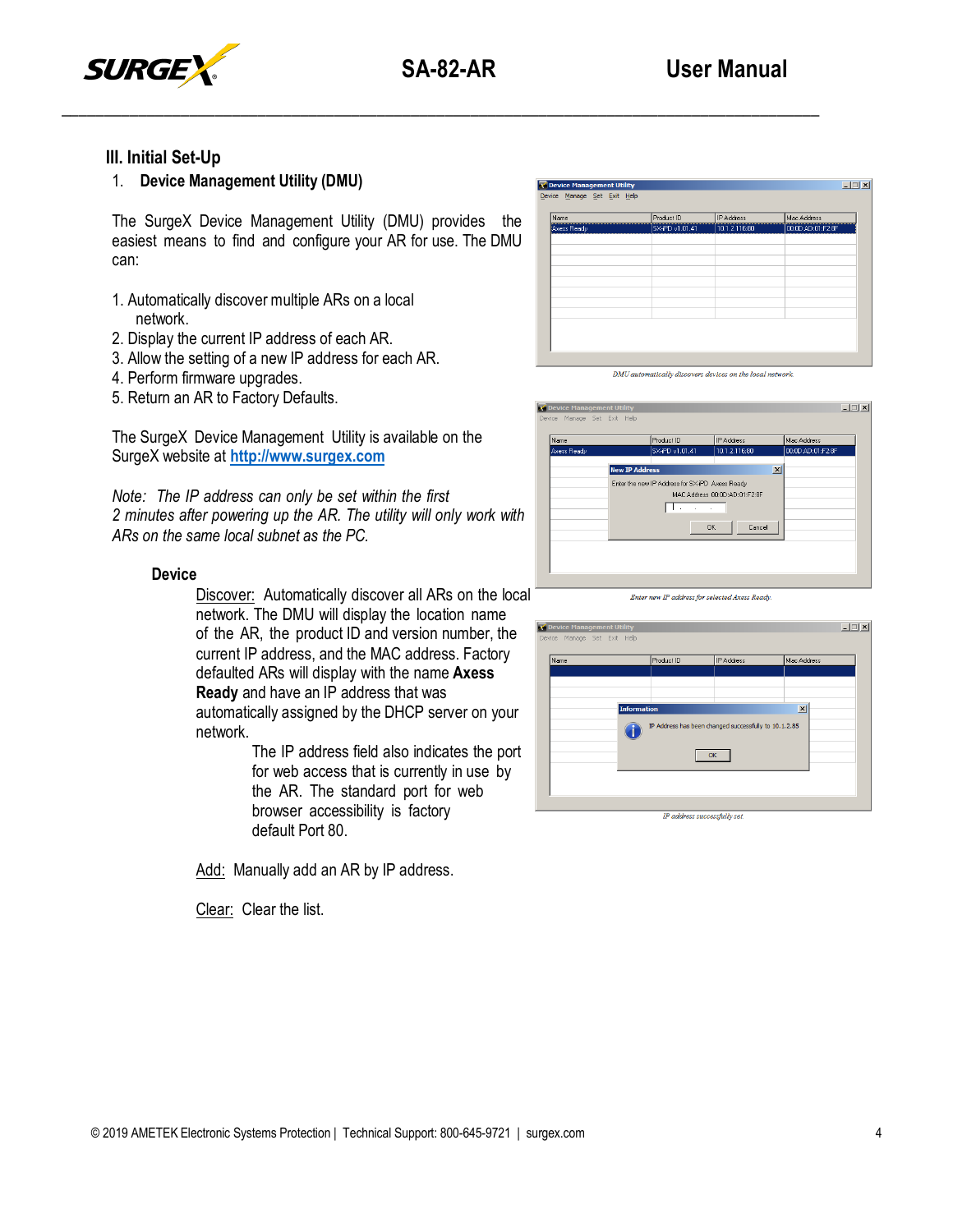## III. Initial Set-Up

### 1. Device Management Utility (DMU)

The SurgeX Device Management Utility (DMU) provides the easiest means to find and configure your AR for use. The DMU can:

1. Automatically discover multiple ARs on a local network.
2. Display the current IP address of each AR.
3. Allow the setting of a new IP address for each AR.
4. Perform firmware upgrades.
5. Return an AR to Factory Defaults.

The SurgeX Device Management Utility is available on the SurgeX website at [http://www.surgex.com](http://www.surgex.com)

*Note: The IP address can only be set within the first 2 minutes after powering up the AR. The utility will only work with ARs on the same local subnet as the PC.*

*DMU automatically discovers devices on the local network.*

*Enter new IP address for selected Axess Ready.*

*IP address successfully set*

#### Device

Discover: Automatically discover all ARs on the local network. The DMU will display the location name of the AR, the product ID and version number, the current IP address, and the MAC address. Factory defaulted ARs will display with the name **Axess Ready** and have an IP address that was automatically assigned by the DHCP server on your network.

The IP address field also indicates the port for web access that is currently in use by the AR. The standard port for web browser accessibility is factory default Port 80.

Add: Manually add an AR by IP address.

Clear: Clear the list.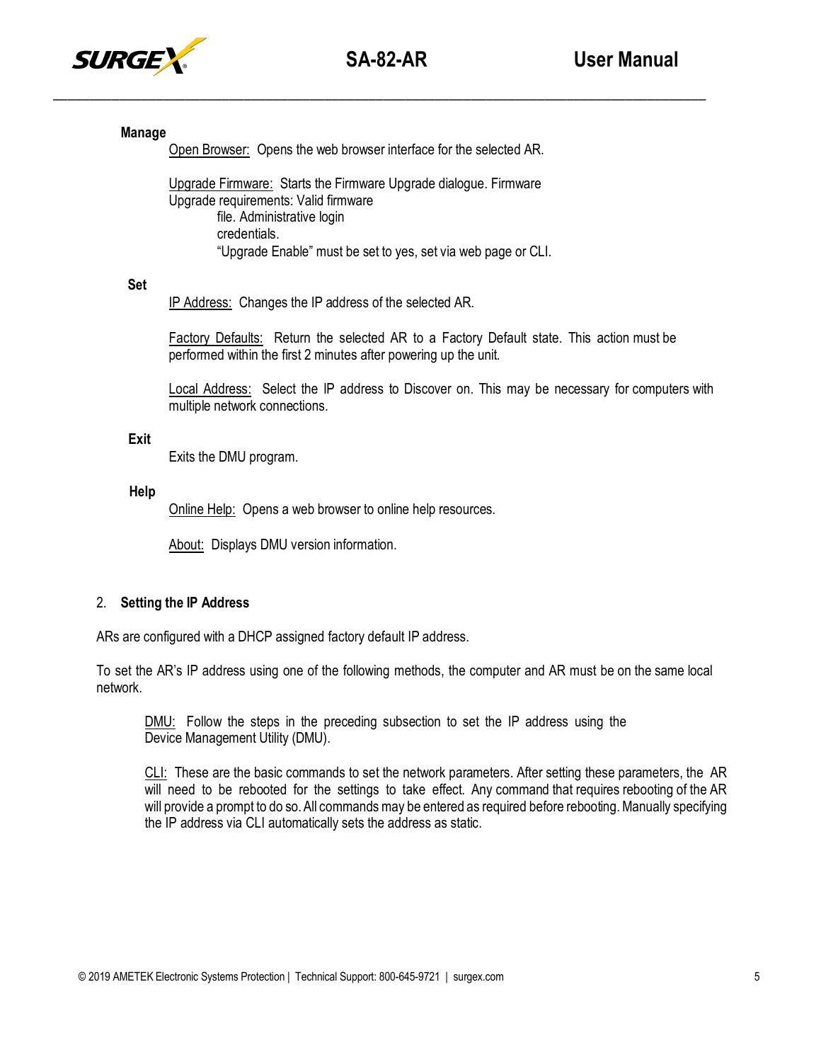**Manage**

Open Browser: Opens the web browser interface for the selected AR.

Upgrade Firmware: Starts the Firmware Upgrade dialogue. Firmware Upgrade requirements: Valid firmware file. Administrative login credentials.
"Upgrade Enable" must be set to yes, set via web page or CLI.

**Set**

IP Address: Changes the IP address of the selected AR.

Factory Defaults: Return the selected AR to a Factory Default state. This action must be performed within the first 2 minutes after powering up the unit.

Local Address: Select the IP address to Discover on. This may be necessary for computers with multiple network connections.

**Exit**

Exits the DMU program.

**Help**

Online Help: Opens a web browser to online help resources.

About: Displays DMU version information.

## 2. Setting the IP Address

ARs are configured with a DHCP assigned factory default IP address.

To set the AR's IP address using one of the following methods, the computer and AR must be on the same local network.

DMU: Follow the steps in the preceding subsection to set the IP address using the Device Management Utility (DMU).

CLI: These are the basic commands to set the network parameters. After setting these parameters, the AR will need to be rebooted for the settings to take effect. Any command that requires rebooting of the AR will provide a prompt to do so. All commands may be entered as required before rebooting. Manually specifying the IP address via CLI automatically sets the address as static.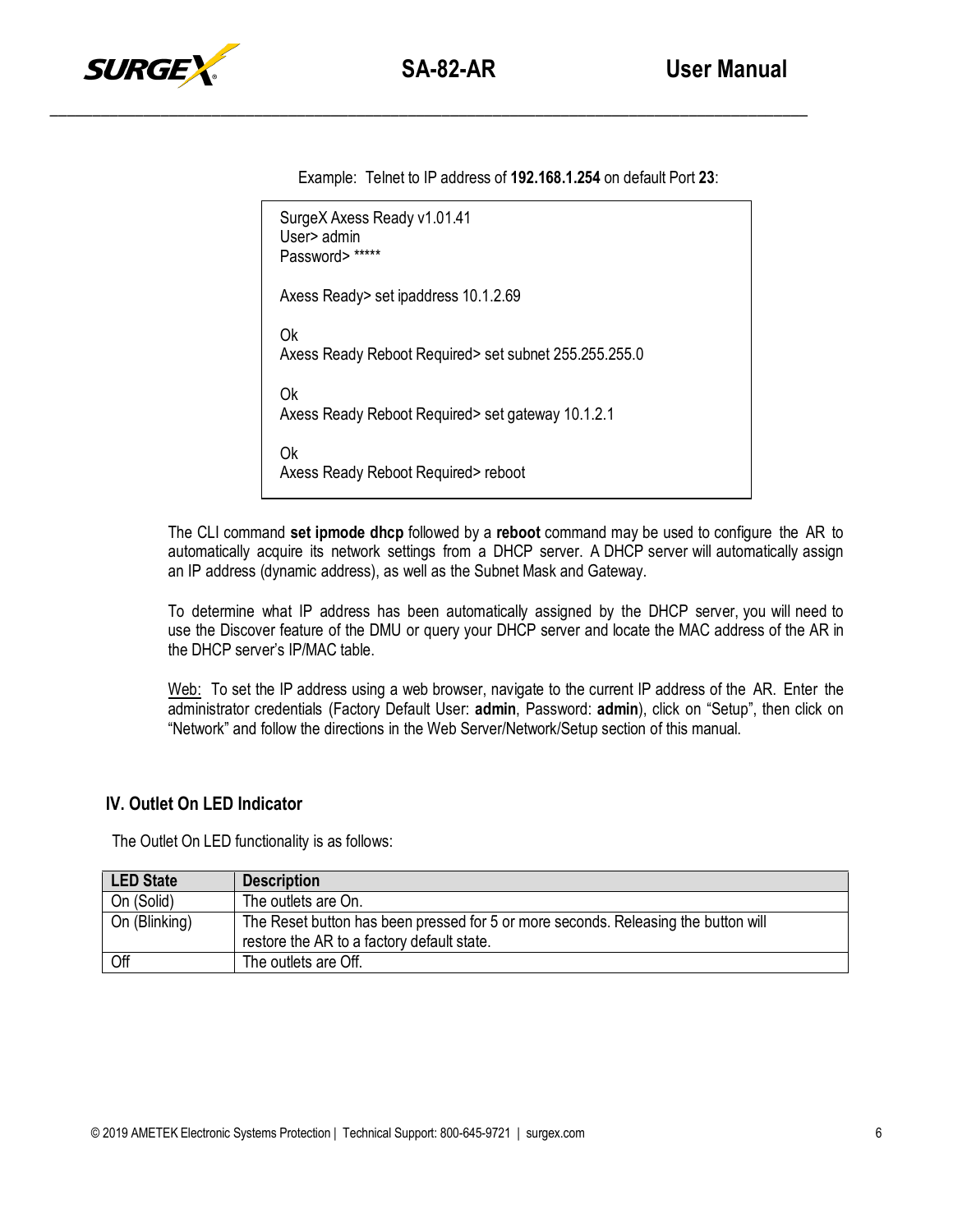Example: Telnet to IP address of **192.168.1.254** on default Port **23**:

```
SurgeX Axess Ready v1.01.41
User> admin
Password> *****

Axess Ready> set ipaddress 10.1.2.69

Ok
Axess Ready Reboot Required> set subnet 255.255.255.0

Ok
Axess Ready Reboot Required> set gateway 10.1.2.1

Ok
Axess Ready Reboot Required> reboot
```

The CLI command **set ipmode dhcp** followed by a **reboot** command may be used to configure the AR to automatically acquire its network settings from a DHCP server. A DHCP server will automatically assign an IP address (dynamic address), as well as the Subnet Mask and Gateway.

To determine what IP address has been automatically assigned by the DHCP server, you will need to use the Discover feature of the DMU or query your DHCP server and locate the MAC address of the AR in the DHCP server's IP/MAC table.

Web: To set the IP address using a web browser, navigate to the current IP address of the AR. Enter the administrator credentials (Factory Default User: **admin**, Password: **admin**), click on "Setup", then click on "Network" and follow the directions in the Web Server/Network/Setup section of this manual.

## IV. Outlet On LED Indicator

The Outlet On LED functionality is as follows:

| LED State | Description |
|---|---|
| On (Solid) | The outlets are On. |
| On (Blinking) | The Reset button has been pressed for 5 or more seconds. Releasing the button will restore the AR to a factory default state. |
| Off | The outlets are Off. |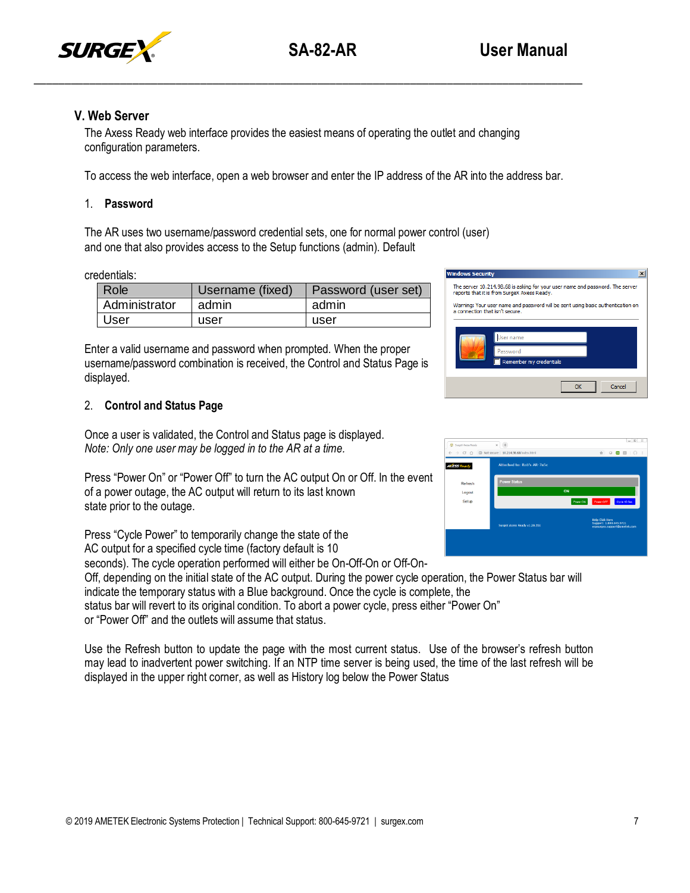## V. Web Server

The Axess Ready web interface provides the easiest means of operating the outlet and changing configuration parameters.

To access the web interface, open a web browser and enter the IP address of the AR into the address bar.

### 1. Password

The AR uses two username/password credential sets, one for normal power control (user) and one that also provides access to the Setup functions (admin). Default credentials:

| Role | Username (fixed) | Password (user set) |
|---|---|---|
| Administrator | admin | admin |
| User | user | user |

Enter a valid username and password when prompted. When the proper username/password combination is received, the Control and Status Page is displayed.

### 2. Control and Status Page

Once a user is validated, the Control and Status page is displayed.
*Note: Only one user may be logged in to the AR at a time.*

Press "Power On" or "Power Off" to turn the AC output On or Off. In the event of a power outage, the AC output will return to its last known state prior to the outage.

Press "Cycle Power" to temporarily change the state of the AC output for a specified cycle time (factory default is 10 seconds). The cycle operation performed will either be On-Off-On or Off-On-Off, depending on the initial state of the AC output. During the power cycle operation, the Power Status bar will indicate the temporary status with a Blue background. Once the cycle is complete, the status bar will revert to its original condition. To abort a power cycle, press either "Power On" or "Power Off" and the outlets will assume that status.

Use the Refresh button to update the page with the most current status. Use of the browser's refresh button may lead to inadvertent power switching. If an NTP time server is being used, the time of the last refresh will be displayed in the upper right corner, as well as History log below the Power Status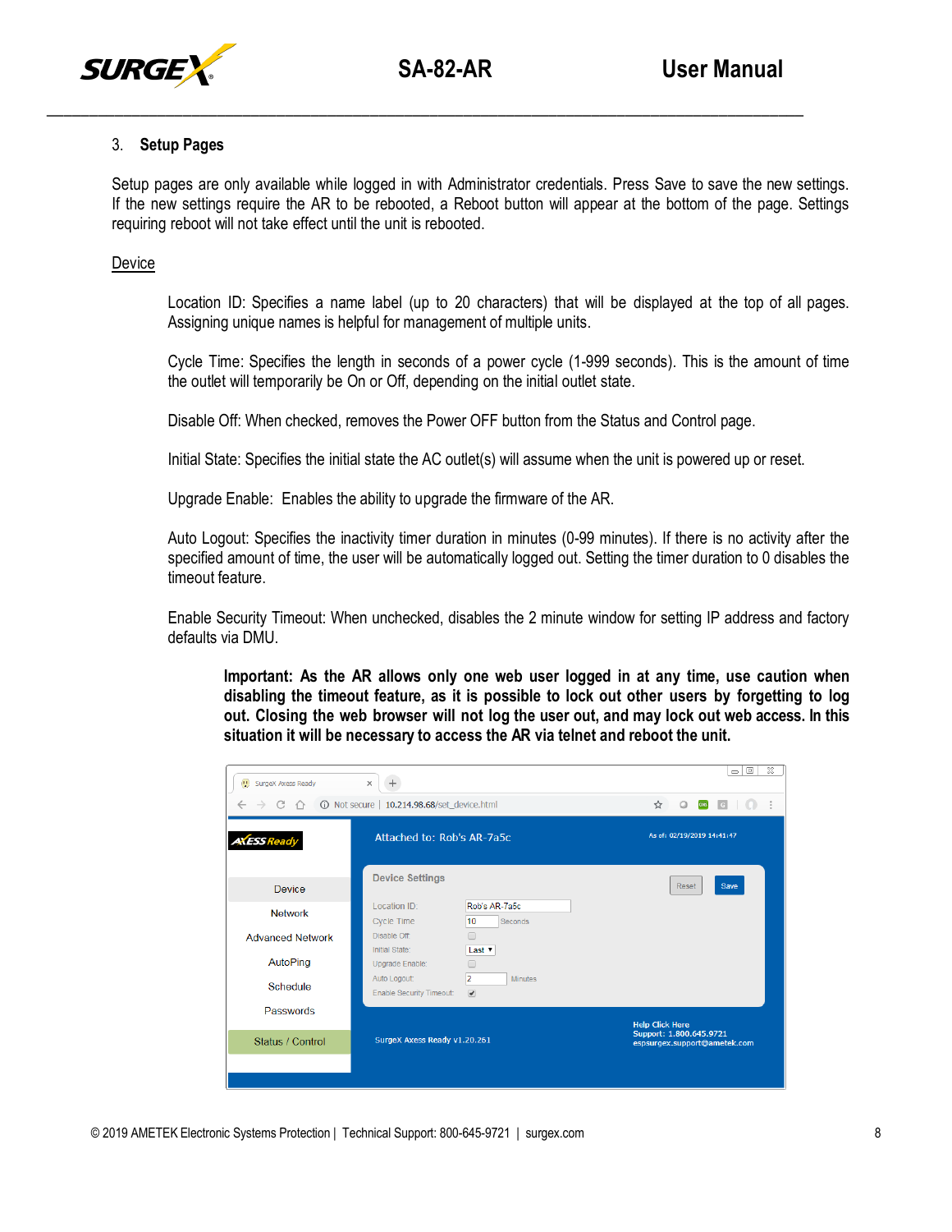## 3. Setup Pages

Setup pages are only available while logged in with Administrator credentials. Press Save to save the new settings. If the new settings require the AR to be rebooted, a Reboot button will appear at the bottom of the page. Settings requiring reboot will not take effect until the unit is rebooted.

### Device

Location ID: Specifies a name label (up to 20 characters) that will be displayed at the top of all pages. Assigning unique names is helpful for management of multiple units.

Cycle Time: Specifies the length in seconds of a power cycle (1-999 seconds). This is the amount of time the outlet will temporarily be On or Off, depending on the initial outlet state.

Disable Off: When checked, removes the Power OFF button from the Status and Control page.

Initial State: Specifies the initial state the AC outlet(s) will assume when the unit is powered up or reset.

Upgrade Enable: Enables the ability to upgrade the firmware of the AR.

Auto Logout: Specifies the inactivity timer duration in minutes (0-99 minutes). If there is no activity after the specified amount of time, the user will be automatically logged out. Setting the timer duration to 0 disables the timeout feature.

Enable Security Timeout: When unchecked, disables the 2 minute window for setting IP address and factory defaults via DMU.

**Important: As the AR allows only one web user logged in at any time, use caution when disabling the timeout feature, as it is possible to lock out other users by forgetting to log out. Closing the web browser will not log the user out, and may lock out web access. In this situation it will be necessary to access the AR via telnet and reboot the unit.**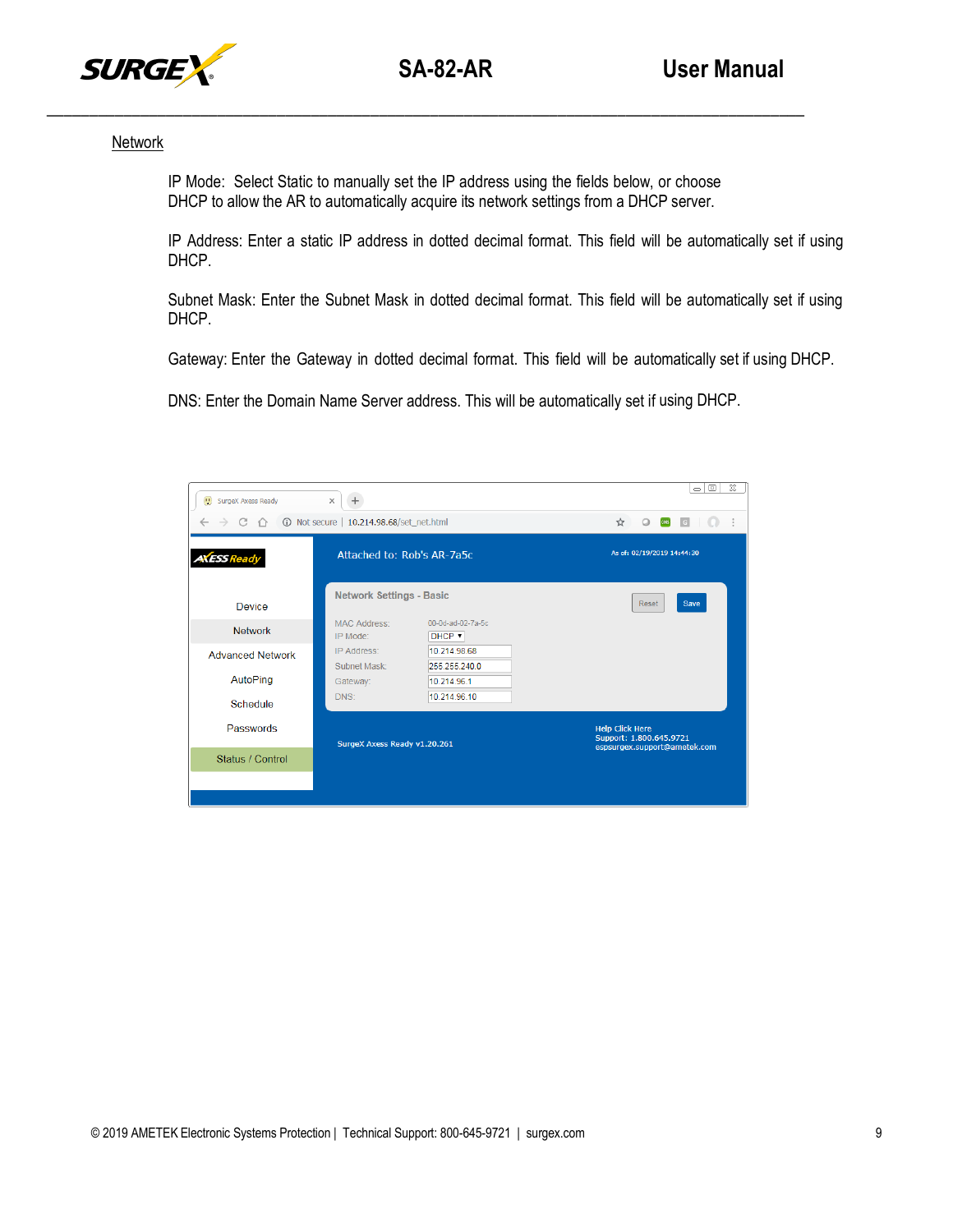## Network

IP Mode: Select Static to manually set the IP address using the fields below, or choose DHCP to allow the AR to automatically acquire its network settings from a DHCP server.

IP Address: Enter a static IP address in dotted decimal format. This field will be automatically set if using DHCP.

Subnet Mask: Enter the Subnet Mask in dotted decimal format. This field will be automatically set if using DHCP.

Gateway: Enter the Gateway in dotted decimal format. This field will be automatically set if using DHCP.

DNS: Enter the Domain Name Server address. This will be automatically set if using DHCP.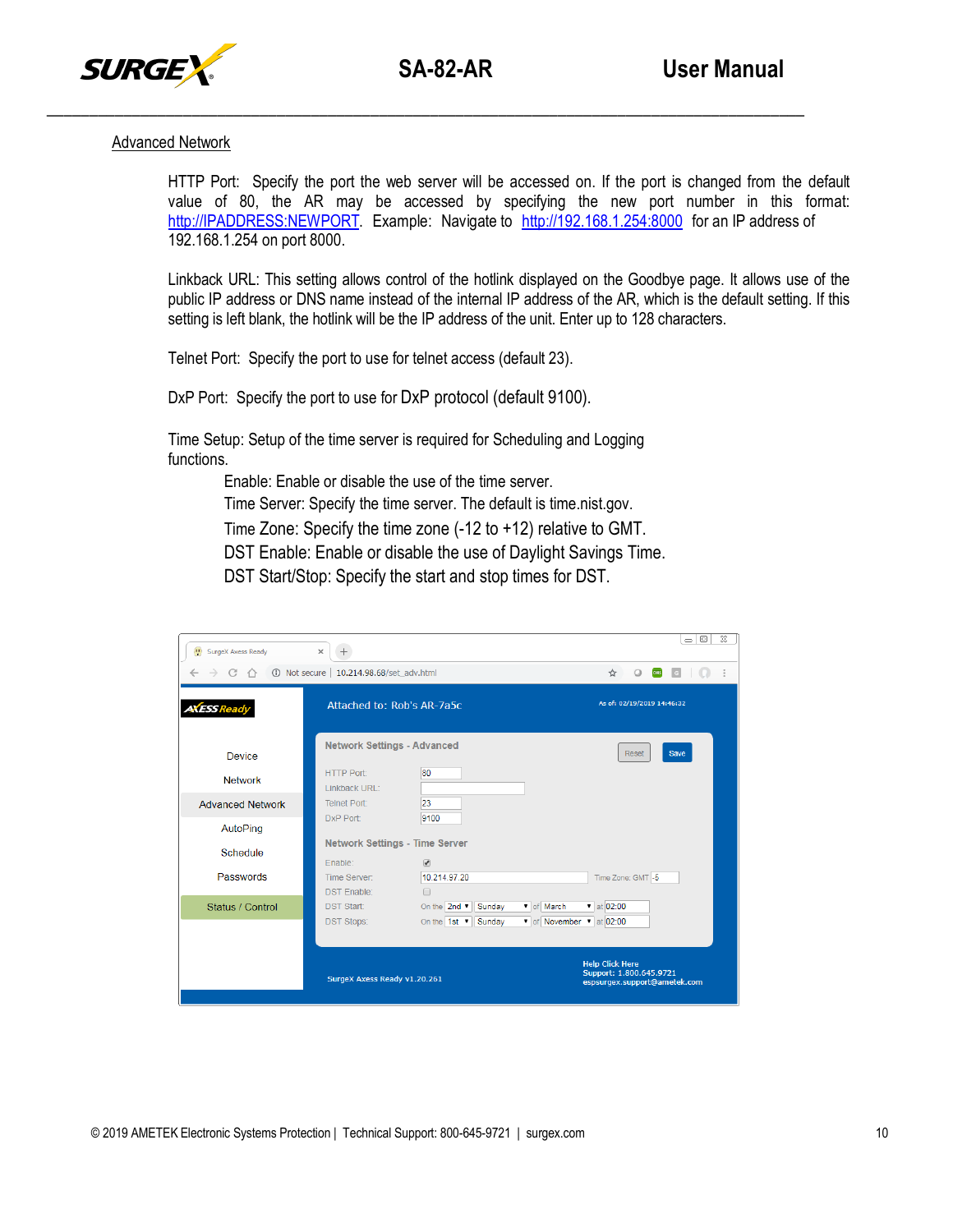## Advanced Network

HTTP Port: Specify the port the web server will be accessed on. If the port is changed from the default value of 80, the AR may be accessed by specifying the new port number in this format: http://IPADDRESS:NEWPORT. Example: Navigate to http://192.168.1.254:8000 for an IP address of 192.168.1.254 on port 8000.

Linkback URL: This setting allows control of the hotlink displayed on the Goodbye page. It allows use of the public IP address or DNS name instead of the internal IP address of the AR, which is the default setting. If this setting is left blank, the hotlink will be the IP address of the unit. Enter up to 128 characters.

Telnet Port: Specify the port to use for telnet access (default 23).

DxP Port: Specify the port to use for DxP protocol (default 9100).

Time Setup: Setup of the time server is required for Scheduling and Logging functions.

- Enable: Enable or disable the use of the time server.
- Time Server: Specify the time server. The default is time.nist.gov.
- Time Zone: Specify the time zone (-12 to +12) relative to GMT.
- DST Enable: Enable or disable the use of Daylight Savings Time.
- DST Start/Stop: Specify the start and stop times for DST.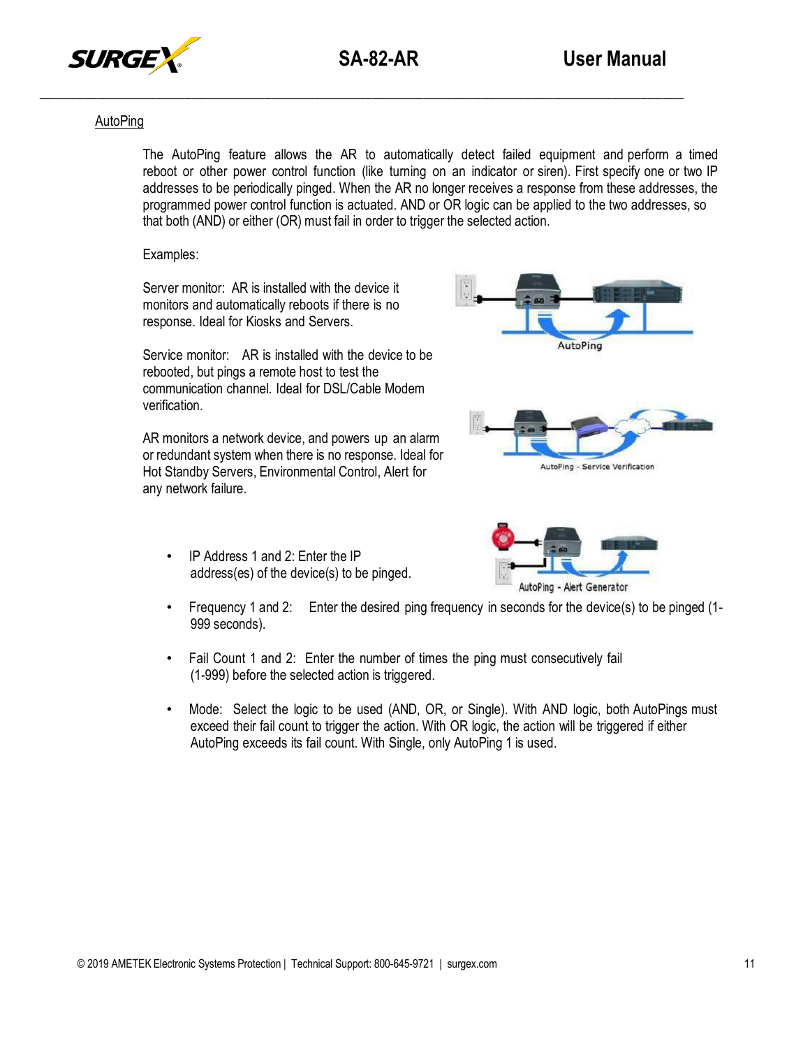## AutoPing

The AutoPing feature allows the AR to automatically detect failed equipment and perform a timed reboot or other power control function (like turning on an indicator or siren). First specify one or two IP addresses to be periodically pinged. When the AR no longer receives a response from these addresses, the programmed power control function is actuated. AND or OR logic can be applied to the two addresses, so that both (AND) or either (OR) must fail in order to trigger the selected action.

Examples:

Server monitor: AR is installed with the device it monitors and automatically reboots if there is no response. Ideal for Kiosks and Servers.

AutoPing

Service monitor: AR is installed with the device to be rebooted, but pings a remote host to test the communication channel. Ideal for DSL/Cable Modem verification.

AutoPing - Service Verification

AR monitors a network device, and powers up an alarm or redundant system when there is no response. Ideal for Hot Standby Servers, Environmental Control, Alert for any network failure.

AutoPing - Alert Generator

- IP Address 1 and 2: Enter the IP address(es) of the device(s) to be pinged.
- Frequency 1 and 2: Enter the desired ping frequency in seconds for the device(s) to be pinged (1-999 seconds).
- Fail Count 1 and 2: Enter the number of times the ping must consecutively fail (1-999) before the selected action is triggered.
- Mode: Select the logic to be used (AND, OR, or Single). With AND logic, both AutoPings must exceed their fail count to trigger the action. With OR logic, the action will be triggered if either AutoPing exceeds its fail count. With Single, only AutoPing 1 is used.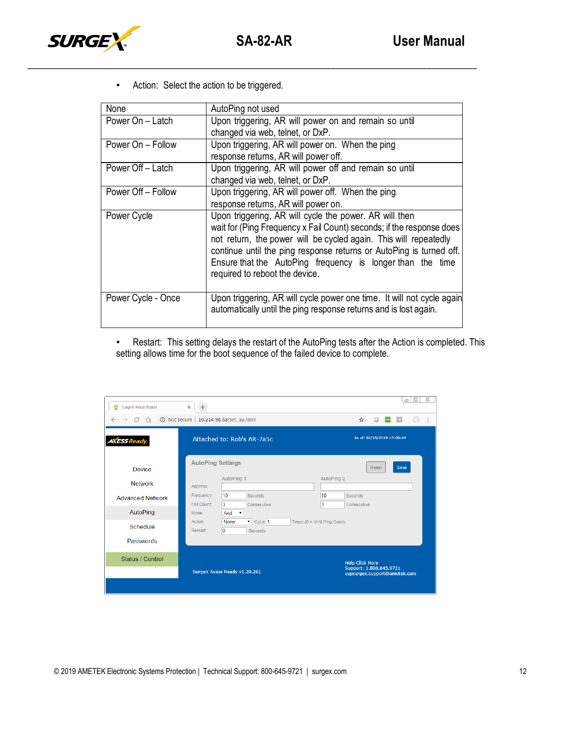- Action: Select the action to be triggered.

| | |
|---|---|
| None | AutoPing not used |
| Power On – Latch | Upon triggering, AR will power on and remain so until changed via web, telnet, or DxP. |
| Power On – Follow | Upon triggering, AR will power on. When the ping response returns, AR will power off. |
| Power Off – Latch | Upon triggering, AR will power off and remain so until changed via web, telnet, or DxP. |
| Power Off – Follow | Upon triggering, AR will power off. When the ping response returns, AR will power on. |
| Power Cycle | Upon triggering, AR will cycle the power. AR will then wait for (Ping Frequency x Fail Count) seconds; if the response does not return, the power will be cycled again. This will repeatedly continue until the ping response returns or AutoPing is turned off. Ensure that the AutoPing frequency is longer than the time required to reboot the device. |
| Power Cycle - Once | Upon triggering, AR will cycle power one time. It will not cycle again automatically until the ping response returns and is lost again. |

- Restart: This setting delays the restart of the AutoPing tests after the Action is completed. This setting allows time for the boot sequence of the failed device to complete.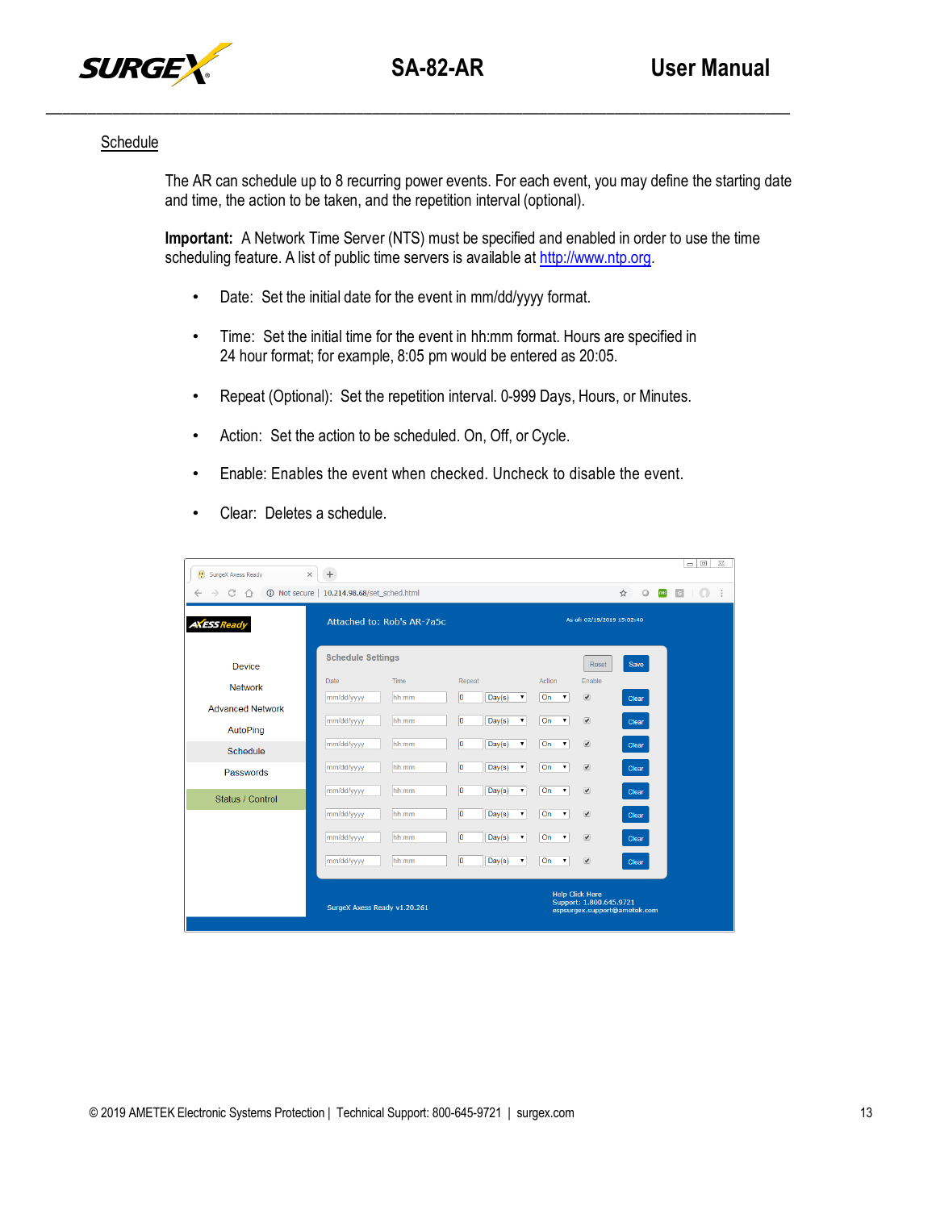## Schedule

The AR can schedule up to 8 recurring power events. For each event, you may define the starting date and time, the action to be taken, and the repetition interval (optional).

**Important:** A Network Time Server (NTS) must be specified and enabled in order to use the time scheduling feature. A list of public time servers is available at http://www.ntp.org.

- Date: Set the initial date for the event in mm/dd/yyyy format.
- Time: Set the initial time for the event in hh:mm format. Hours are specified in 24 hour format; for example, 8:05 pm would be entered as 20:05.
- Repeat (Optional): Set the repetition interval. 0-999 Days, Hours, or Minutes.
- Action: Set the action to be scheduled. On, Off, or Cycle.
- Enable: Enables the event when checked. Uncheck to disable the event.
- Clear: Deletes a schedule.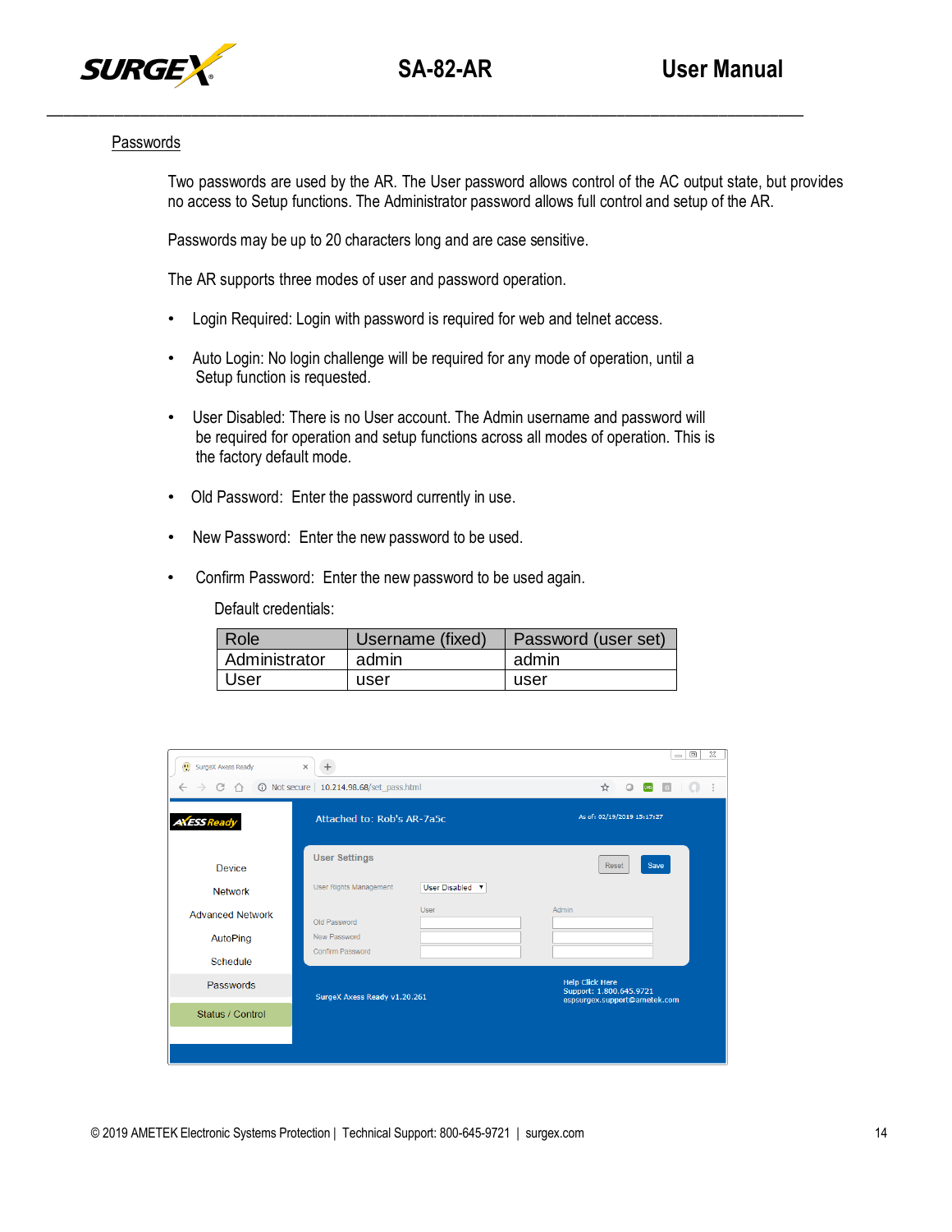## Passwords

Two passwords are used by the AR. The User password allows control of the AC output state, but provides no access to Setup functions. The Administrator password allows full control and setup of the AR.

Passwords may be up to 20 characters long and are case sensitive.

The AR supports three modes of user and password operation.

- Login Required: Login with password is required for web and telnet access.
- Auto Login: No login challenge will be required for any mode of operation, until a Setup function is requested.
- User Disabled: There is no User account. The Admin username and password will be required for operation and setup functions across all modes of operation. This is the factory default mode.
- Old Password: Enter the password currently in use.
- New Password: Enter the new password to be used.
- Confirm Password: Enter the new password to be used again.

Default credentials:

| Role | Username (fixed) | Password (user set) |
|---|---|---|
| Administrator | admin | admin |
| User | user | user |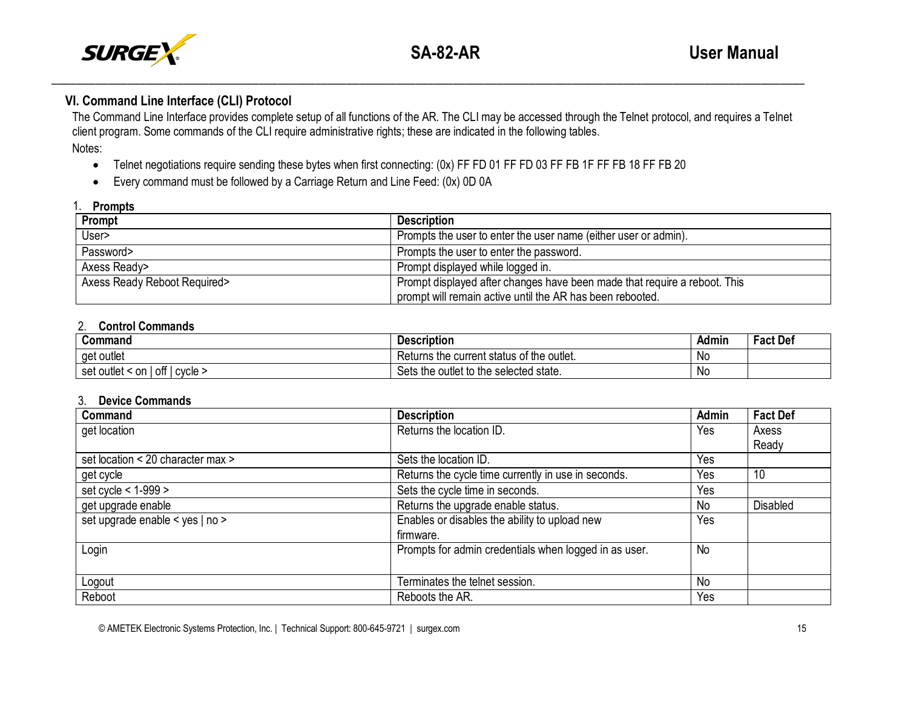## VI. Command Line Interface (CLI) Protocol

The Command Line Interface provides complete setup of all functions of the AR. The CLI may be accessed through the Telnet protocol, and requires a Telnet client program. Some commands of the CLI require administrative rights; these are indicated in the following tables.

Notes:

- Telnet negotiations require sending these bytes when first connecting: (0x) FF FD 01 FF FD 03 FF FB 1F FF FB 18 FF FB 20
- Every command must be followed by a Carriage Return and Line Feed: (0x) 0D 0A

### 1. Prompts

| Prompt | Description |
|---|---|
| User> | Prompts the user to enter the user name (either user or admin). |
| Password> | Prompts the user to enter the password. |
| Axess Ready> | Prompt displayed while logged in. |
| Axess Ready Reboot Required> | Prompt displayed after changes have been made that require a reboot. This prompt will remain active until the AR has been rebooted. |

### 2. Control Commands

| Command | Description | Admin | Fact Def |
|---|---|---|---|
| get outlet | Returns the current status of the outlet. | No | |
| set outlet < on \| off \| cycle > | Sets the outlet to the selected state. | No | |

### 3. Device Commands

| Command | Description | Admin | Fact Def |
|---|---|---|---|
| get location | Returns the location ID. | Yes | Axess Ready |
| set location < 20 character max > | Sets the location ID. | Yes | |
| get cycle | Returns the cycle time currently in use in seconds. | Yes | 10 |
| set cycle < 1-999 > | Sets the cycle time in seconds. | Yes | |
| get upgrade enable | Returns the upgrade enable status. | No | Disabled |
| set upgrade enable < yes \| no > | Enables or disables the ability to upload new firmware. | Yes | |
| Login | Prompts for admin credentials when logged in as user. | No | |
| Logout | Terminates the telnet session. | No | |
| Reboot | Reboots the AR. | Yes | |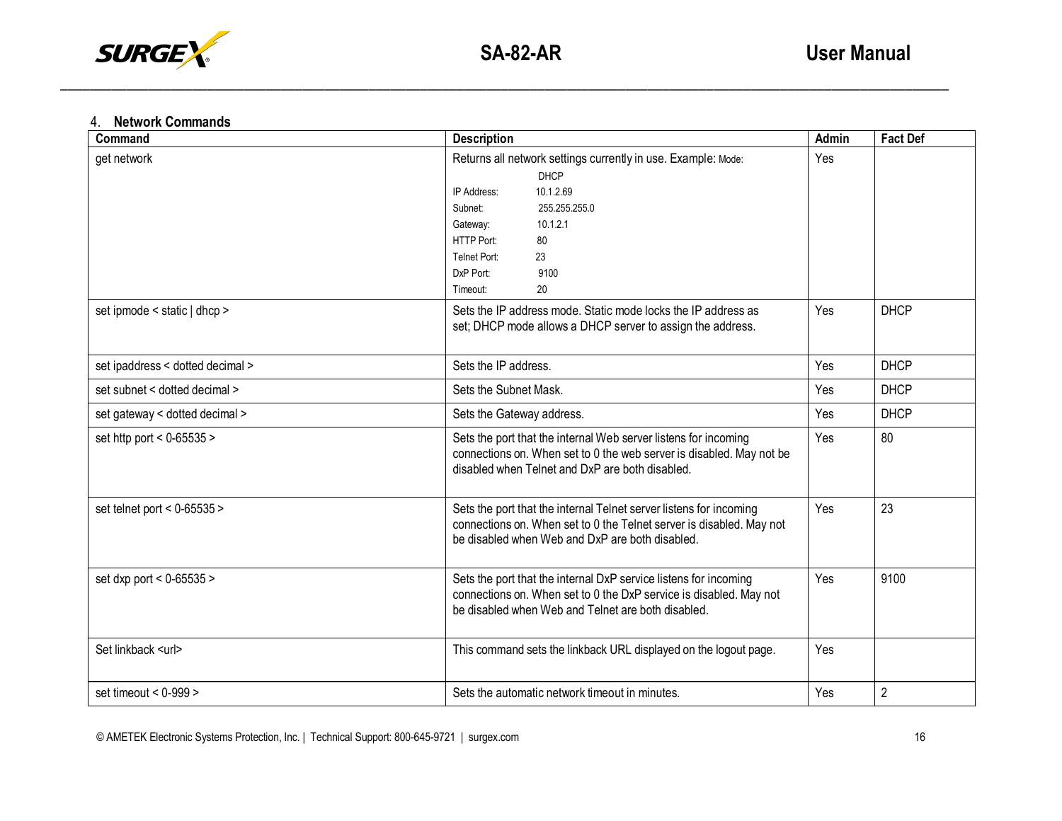4. **Network Commands**

| Command | Description | Admin | Fact Def |
|---|---|---|---|
| get network | Returns all network settings currently in use. Example: Mode: DHCP<br>IP Address: 10.1.2.69<br>Subnet: 255.255.255.0<br>Gateway: 10.1.2.1<br>HTTP Port: 80<br>Telnet Port: 23<br>DxP Port: 9100<br>Timeout: 20 | Yes | |
| set ipmode < static \| dhcp > | Sets the IP address mode. Static mode locks the IP address as set; DHCP mode allows a DHCP server to assign the address. | Yes | DHCP |
| set ipaddress < dotted decimal > | Sets the IP address. | Yes | DHCP |
| set subnet < dotted decimal > | Sets the Subnet Mask. | Yes | DHCP |
| set gateway < dotted decimal > | Sets the Gateway address. | Yes | DHCP |
| set http port < 0-65535 > | Sets the port that the internal Web server listens for incoming connections on. When set to 0 the web server is disabled. May not be disabled when Telnet and DxP are both disabled. | Yes | 80 |
| set telnet port < 0-65535 > | Sets the port that the internal Telnet server listens for incoming connections on. When set to 0 the Telnet server is disabled. May not be disabled when Web and DxP are both disabled. | Yes | 23 |
| set dxp port < 0-65535 > | Sets the port that the internal DxP service listens for incoming connections on. When set to 0 the DxP service is disabled. May not be disabled when Web and Telnet are both disabled. | Yes | 9100 |
| Set linkback <url> | This command sets the linkback URL displayed on the logout page. | Yes | |
| set timeout < 0-999 > | Sets the automatic network timeout in minutes. | Yes | 2 |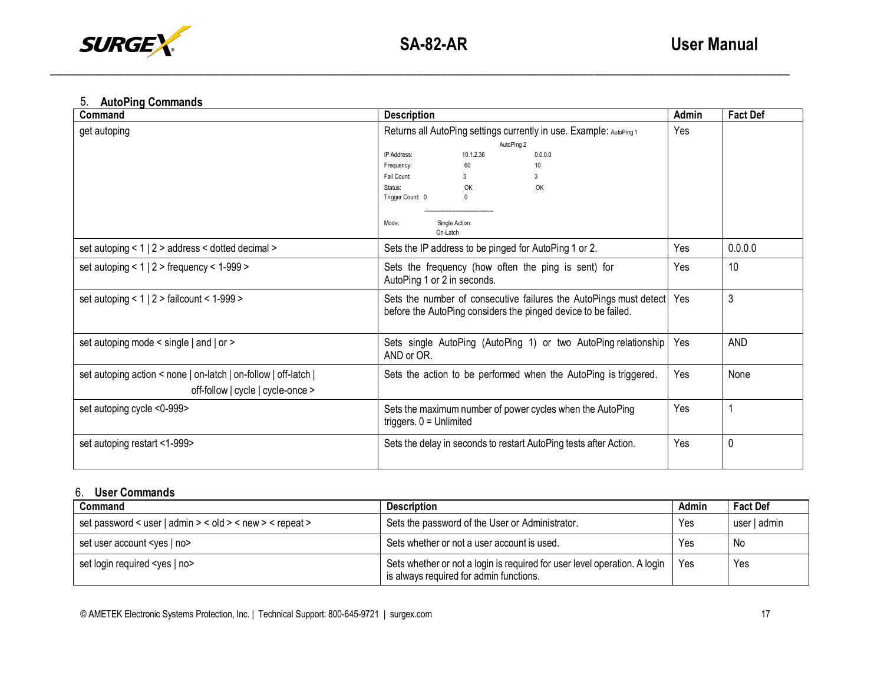## 5. AutoPing Commands

| Command | Description | Admin | Fact Def |
|---|---|---|---|
| get autoping | Returns all AutoPing settings currently in use. Example: AutoPing 1 AutoPing 2<br>IP Address: 10.1.2.36 0.0.0.0<br>Frequency: 60 10<br>Fail Count: 3 3<br>Status: OK OK<br>Trigger Count: 0 0<br>------------------------------------<br>Mode: Single Action: On-Latch | Yes | |
| set autoping < 1 \| 2 > address < dotted decimal > | Sets the IP address to be pinged for AutoPing 1 or 2. | Yes | 0.0.0.0 |
| set autoping < 1 \| 2 > frequency < 1-999 > | Sets the frequency (how often the ping is sent) for AutoPing 1 or 2 in seconds. | Yes | 10 |
| set autoping < 1 \| 2 > failcount < 1-999 > | Sets the number of consecutive failures the AutoPings must detect before the AutoPing considers the pinged device to be failed. | Yes | 3 |
| set autoping mode < single \| and \| or > | Sets single AutoPing (AutoPing 1) or two AutoPing relationship AND or OR. | Yes | AND |
| set autoping action < none \| on-latch \| on-follow \| off-latch \| off-follow \| cycle \| cycle-once > | Sets the action to be performed when the AutoPing is triggered. | Yes | None |
| set autoping cycle <0-999> | Sets the maximum number of power cycles when the AutoPing triggers. 0 = Unlimited | Yes | 1 |
| set autoping restart <1-999> | Sets the delay in seconds to restart AutoPing tests after Action. | Yes | 0 |

## 6. User Commands

| Command | Description | Admin | Fact Def |
|---|---|---|---|
| set password < user \| admin > < old > < new > < repeat > | Sets the password of the User or Administrator. | Yes | user \| admin |
| set user account <yes \| no> | Sets whether or not a user account is used. | Yes | No |
| set login required <yes \| no> | Sets whether or not a login is required for user level operation. A login is always required for admin functions. | Yes | Yes |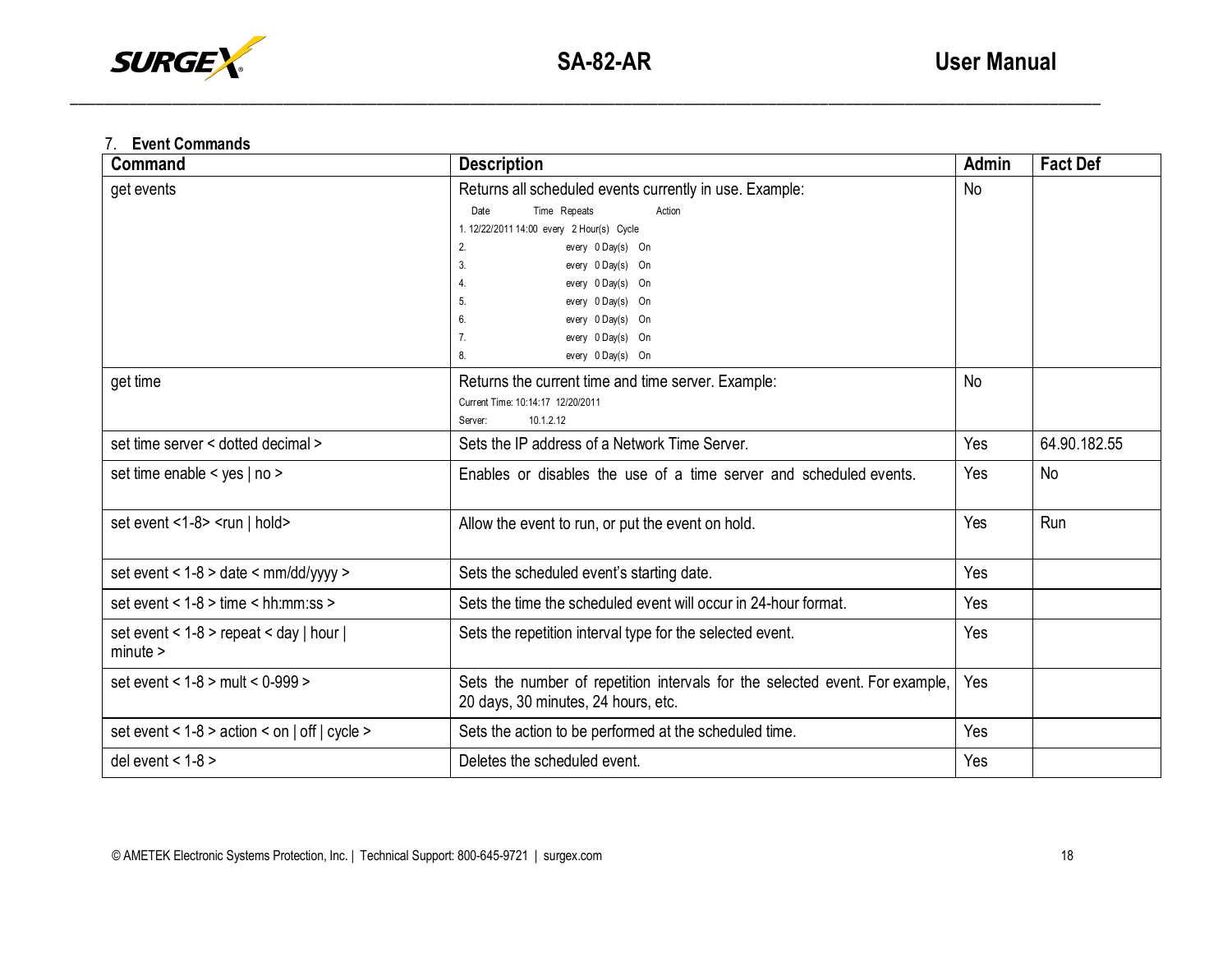7. **Event Commands**

| Command | Description | Admin | Fact Def |
|---|---|---|---|
| get events | Returns all scheduled events currently in use. Example:<br>Date Time Repeats Action<br>1. 12/22/2011 14:00 every 2 Hour(s) Cycle<br>2. every 0 Day(s) On<br>3. every 0 Day(s) On<br>4. every 0 Day(s) On<br>5. every 0 Day(s) On<br>6. every 0 Day(s) On<br>7. every 0 Day(s) On<br>8. every 0 Day(s) On | No | |
| get time | Returns the current time and time server. Example:<br>Current Time: 10:14:17 12/20/2011<br>Server: 10.1.2.12 | No | |
| set time server < dotted decimal > | Sets the IP address of a Network Time Server. | Yes | 64.90.182.55 |
| set time enable < yes \| no > | Enables or disables the use of a time server and scheduled events. | Yes | No |
| set event <1-8> <run \| hold> | Allow the event to run, or put the event on hold. | Yes | Run |
| set event < 1-8 > date < mm/dd/yyyy > | Sets the scheduled event's starting date. | Yes | |
| set event < 1-8 > time < hh:mm:ss > | Sets the time the scheduled event will occur in 24-hour format. | Yes | |
| set event < 1-8 > repeat < day \| hour \| minute > | Sets the repetition interval type for the selected event. | Yes | |
| set event < 1-8 > mult < 0-999 > | Sets the number of repetition intervals for the selected event. For example, 20 days, 30 minutes, 24 hours, etc. | Yes | |
| set event < 1-8 > action < on \| off \| cycle > | Sets the action to be performed at the scheduled time. | Yes | |
| del event < 1-8 > | Deletes the scheduled event. | Yes | |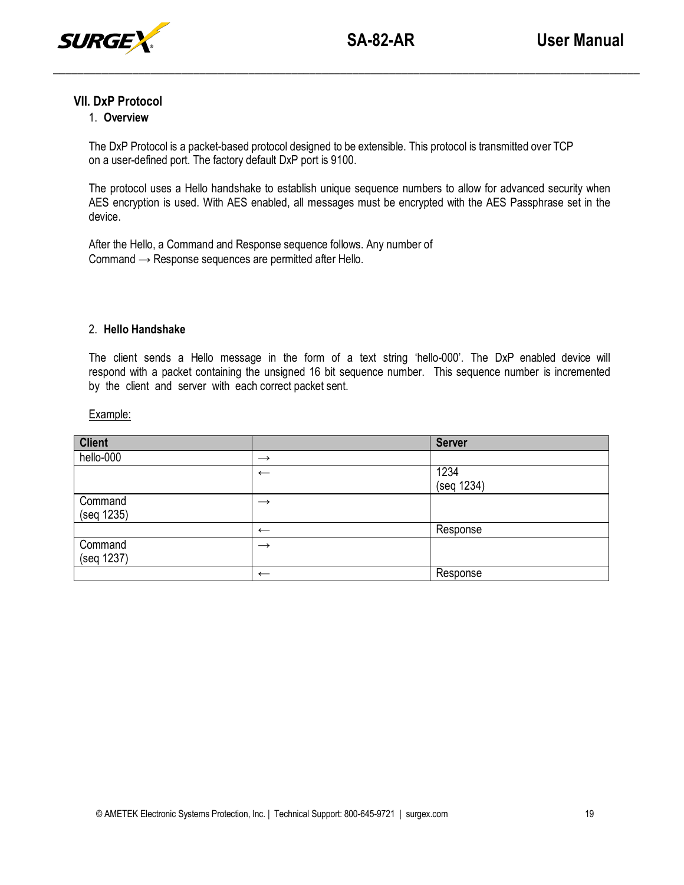## VII. DxP Protocol

### 1. Overview

The DxP Protocol is a packet-based protocol designed to be extensible. This protocol is transmitted over TCP on a user-defined port. The factory default DxP port is 9100.

The protocol uses a Hello handshake to establish unique sequence numbers to allow for advanced security when AES encryption is used. With AES enabled, all messages must be encrypted with the AES Passphrase set in the device.

After the Hello, a Command and Response sequence follows. Any number of Command → Response sequences are permitted after Hello.

### 2. Hello Handshake

The client sends a Hello message in the form of a text string 'hello-000'. The DxP enabled device will respond with a packet containing the unsigned 16 bit sequence number. This sequence number is incremented by the client and server with each correct packet sent.

Example:

| Client | | Server |
|---|---|---|
| hello-000 | → | |
| | ← | 1234<br>(seq 1234) |
| Command<br>(seq 1235) | → | |
| | ← | Response |
| Command<br>(seq 1237) | → | |
| | ← | Response |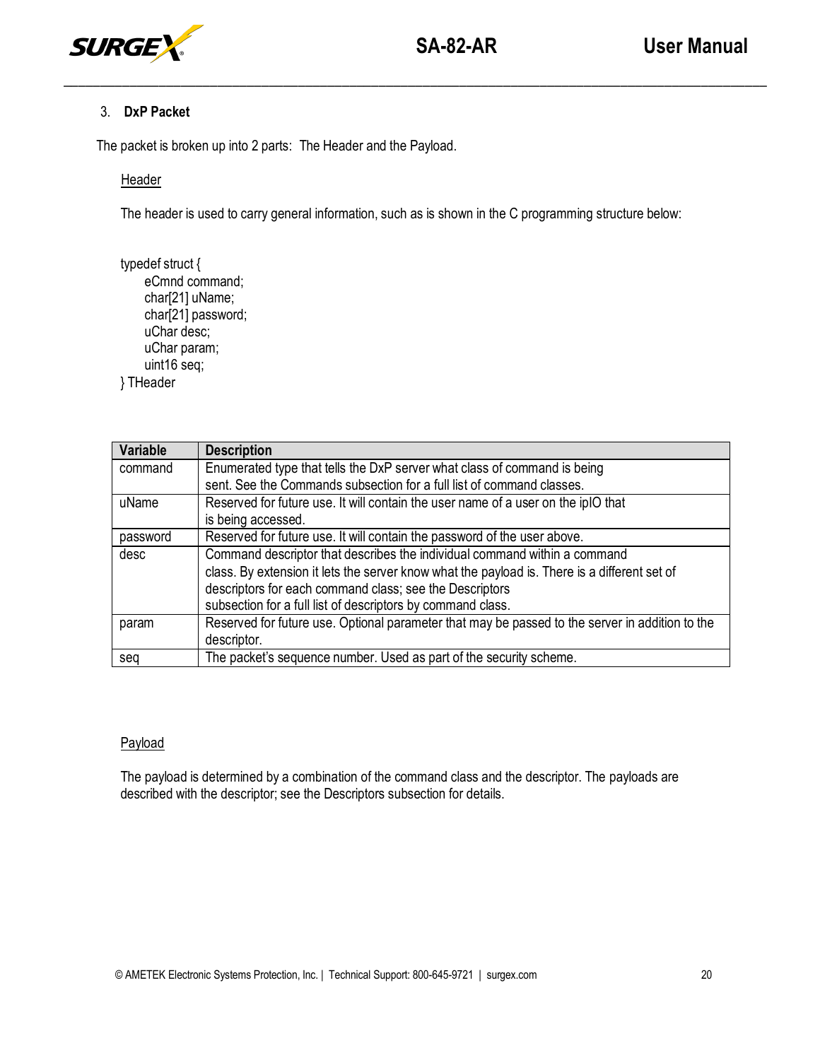## 3. DxP Packet

The packet is broken up into 2 parts: The Header and the Payload.

### Header

The header is used to carry general information, such as is shown in the C programming structure below:

```
typedef struct {
    eCmnd command;
    char[21] uName;
    char[21] password;
    uChar desc;
    uChar param;
    uint16 seq;
} THeader
```

| Variable | Description |
| --- | --- |
| command | Enumerated type that tells the DxP server what class of command is being sent. See the Commands subsection for a full list of command classes. |
| uName | Reserved for future use. It will contain the user name of a user on the ipIO that is being accessed. |
| password | Reserved for future use. It will contain the password of the user above. |
| desc | Command descriptor that describes the individual command within a command class. By extension it lets the server know what the payload is. There is a different set of descriptors for each command class; see the Descriptors subsection for a full list of descriptors by command class. |
| param | Reserved for future use. Optional parameter that may be passed to the server in addition to the descriptor. |
| seq | The packet's sequence number. Used as part of the security scheme. |

### Payload

The payload is determined by a combination of the command class and the descriptor. The payloads are described with the descriptor; see the Descriptors subsection for details.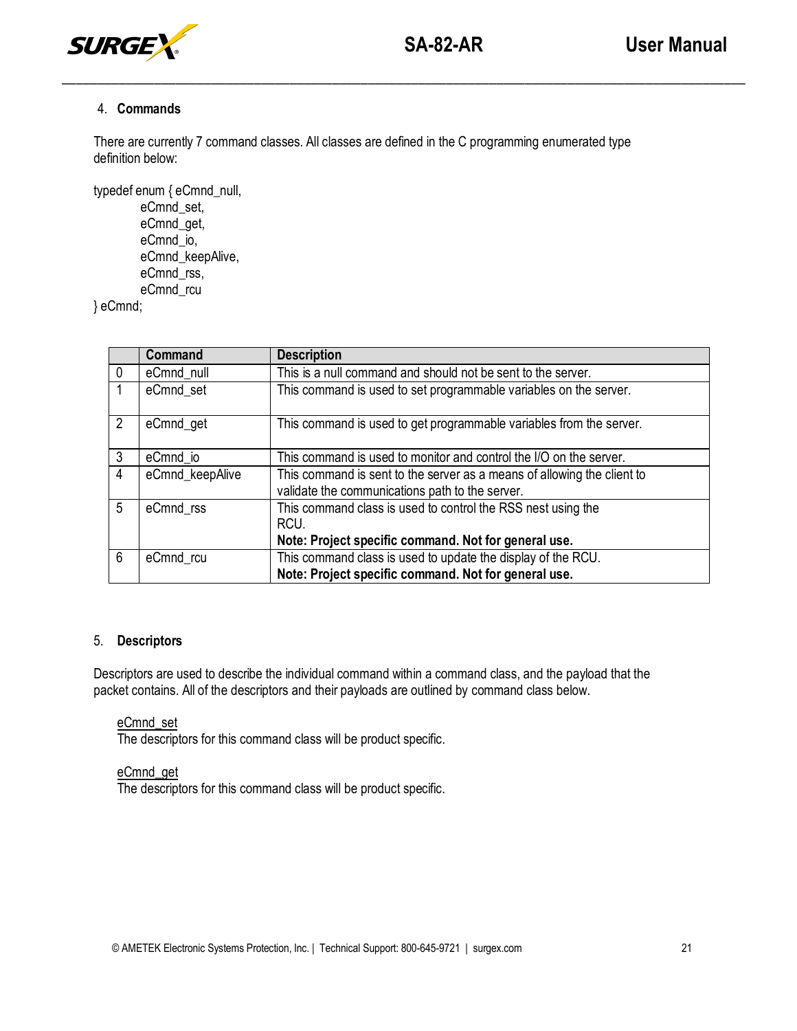## 4. Commands

There are currently 7 command classes. All classes are defined in the C programming enumerated type definition below:

```
typedef enum { eCmnd_null,
        eCmnd_set,
        eCmnd_get,
        eCmnd_io,
        eCmnd_keepAlive,
        eCmnd_rss,
        eCmnd_rcu
} eCmnd;
```

| | Command | Description |
|---|---|---|
| 0 | eCmnd_null | This is a null command and should not be sent to the server. |
| 1 | eCmnd_set | This command is used to set programmable variables on the server. |
| 2 | eCmnd_get | This command is used to get programmable variables from the server. |
| 3 | eCmnd_io | This command is used to monitor and control the I/O on the server. |
| 4 | eCmnd_keepAlive | This command is sent to the server as a means of allowing the client to validate the communications path to the server. |
| 5 | eCmnd_rss | This command class is used to control the RSS nest using the RCU. **Note: Project specific command. Not for general use.** |
| 6 | eCmnd_rcu | This command class is used to update the display of the RCU. **Note: Project specific command. Not for general use.** |

## 5. Descriptors

Descriptors are used to describe the individual command within a command class, and the payload that the packet contains. All of the descriptors and their payloads are outlined by command class below.

eCmnd_set
The descriptors for this command class will be product specific.

eCmnd_get
The descriptors for this command class will be product specific.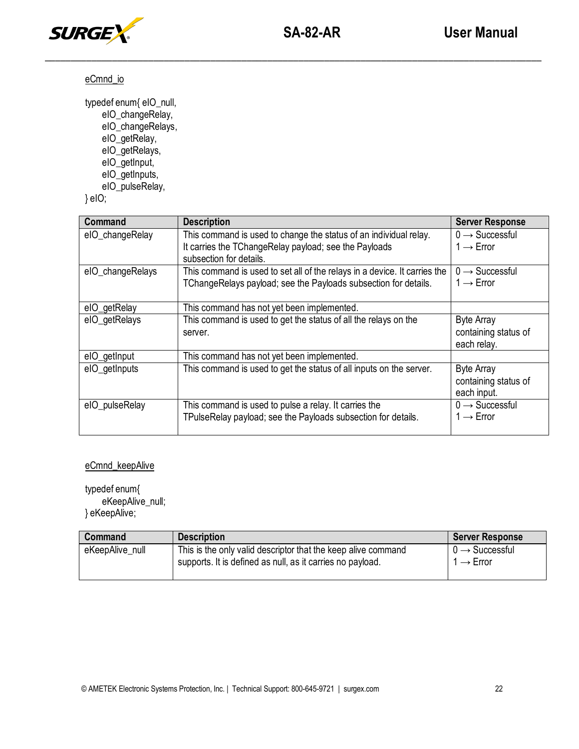eCmnd_io

```
typedef enum{ eIO_null,
    eIO_changeRelay,
    eIO_changeRelays,
    eIO_getRelay,
    eIO_getRelays,
    eIO_getInput,
    eIO_getInputs,
    eIO_pulseRelay,
} eIO;
```

| Command | Description | Server Response |
|---|---|---|
| eIO_changeRelay | This command is used to change the status of an individual relay. It carries the TChangeRelay payload; see the Payloads subsection for details. | 0 → Successful<br>1 → Error |
| eIO_changeRelays | This command is used to set all of the relays in a device. It carries the TChangeRelays payload; see the Payloads subsection for details. | 0 → Successful<br>1 → Error |
| eIO_getRelay | This command has not yet been implemented. | |
| eIO_getRelays | This command is used to get the status of all the relays on the server. | Byte Array containing status of each relay. |
| eIO_getInput | This command has not yet been implemented. | |
| eIO_getInputs | This command is used to get the status of all inputs on the server. | Byte Array containing status of each input. |
| eIO_pulseRelay | This command is used to pulse a relay. It carries the TPulseRelay payload; see the Payloads subsection for details. | 0 → Successful<br>1 → Error |

eCmnd_keepAlive

```
typedef enum{
    eKeepAlive_null;
} eKeepAlive;
```

| Command | Description | Server Response |
|---|---|---|
| eKeepAlive_null | This is the only valid descriptor that the keep alive command supports. It is defined as null, as it carries no payload. | 0 → Successful<br>1 → Error |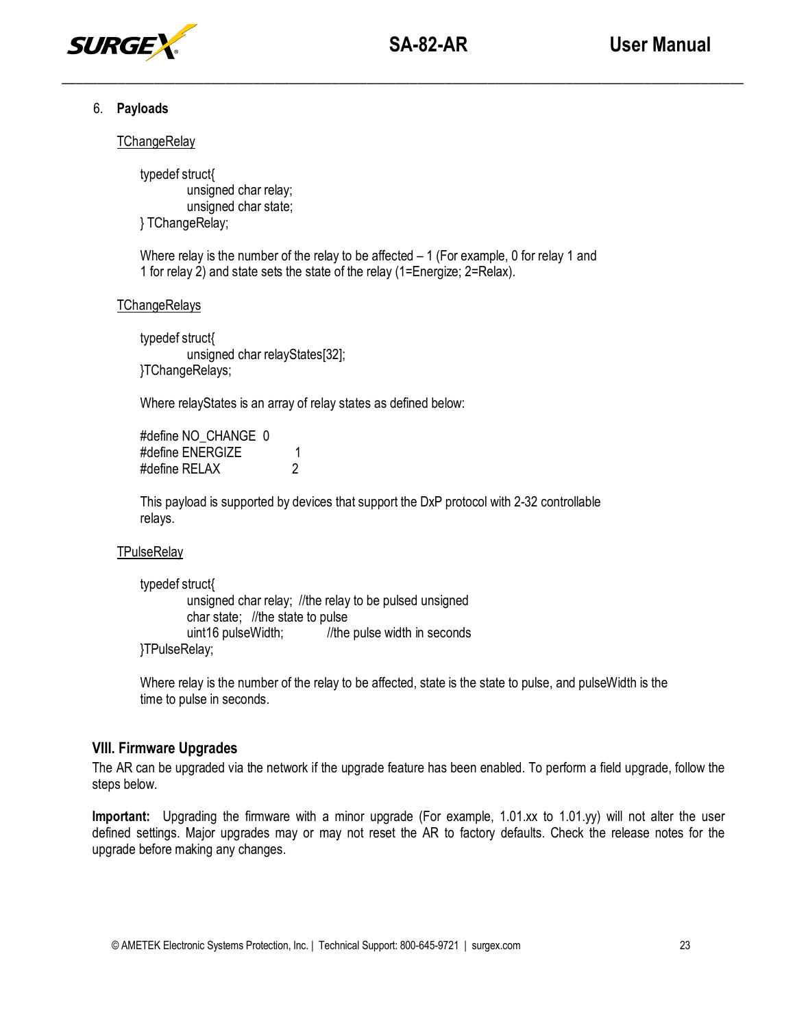6. **Payloads**

TChangeRelay

```
typedef struct{
        unsigned char relay;
        unsigned char state;
} TChangeRelay;
```

Where relay is the number of the relay to be affected – 1 (For example, 0 for relay 1 and 1 for relay 2) and state sets the state of the relay (1=Energize; 2=Relax).

TChangeRelays

```
typedef struct{
        unsigned char relayStates[32];
}TChangeRelays;
```

Where relayStates is an array of relay states as defined below:

```
#define NO_CHANGE  0
#define ENERGIZE   1
#define RELAX      2
```

This payload is supported by devices that support the DxP protocol with 2-32 controllable relays.

TPulseRelay

```
typedef struct{
        unsigned char relay;  //the relay to be pulsed unsigned
        char state;   //the state to pulse
        uint16 pulseWidth;        //the pulse width in seconds
}TPulseRelay;
```

Where relay is the number of the relay to be affected, state is the state to pulse, and pulseWidth is the time to pulse in seconds.

## VIII. Firmware Upgrades

The AR can be upgraded via the network if the upgrade feature has been enabled. To perform a field upgrade, follow the steps below.

**Important:** Upgrading the firmware with a minor upgrade (For example, 1.01.xx to 1.01.yy) will not alter the user defined settings. Major upgrades may or may not reset the AR to factory defaults. Check the release notes for the upgrade before making any changes.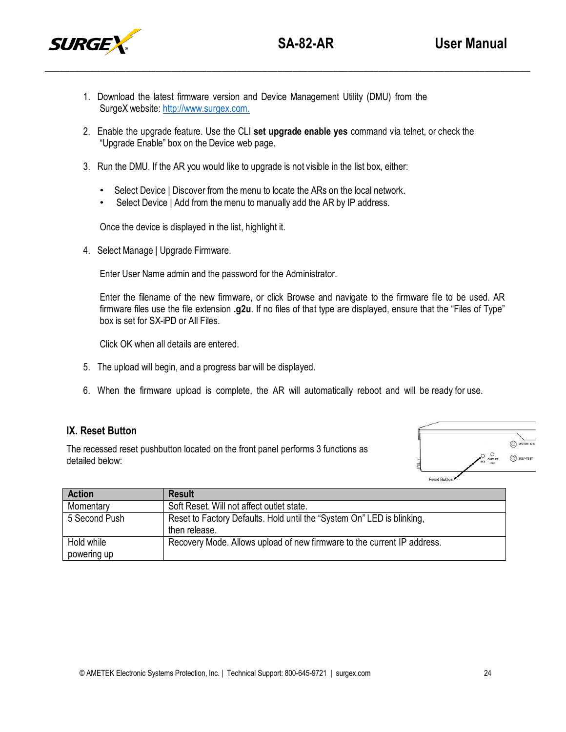1. Download the latest firmware version and Device Management Utility (DMU) from the SurgeX website: http://www.surgex.com.

2. Enable the upgrade feature. Use the CLI **set upgrade enable yes** command via telnet, or check the "Upgrade Enable" box on the Device web page.

3. Run the DMU. If the AR you would like to upgrade is not visible in the list box, either:

   - Select Device | Discover from the menu to locate the ARs on the local network.
   - Select Device | Add from the menu to manually add the AR by IP address.

   Once the device is displayed in the list, highlight it.

4. Select Manage | Upgrade Firmware.

   Enter User Name admin and the password for the Administrator.

   Enter the filename of the new firmware, or click Browse and navigate to the firmware file to be used. AR firmware files use the file extension **.g2u**. If no files of that type are displayed, ensure that the "Files of Type" box is set for SX-iPD or All Files.

   Click OK when all details are entered.

5. The upload will begin, and a progress bar will be displayed.

6. When the firmware upload is complete, the AR will automatically reboot and will be ready for use.

## IX. Reset Button

The recessed reset pushbutton located on the front panel performs 3 functions as detailed below:

| Action | Result |
|---|---|
| Momentary | Soft Reset. Will not affect outlet state. |
| 5 Second Push | Reset to Factory Defaults. Hold until the "System On" LED is blinking, then release. |
| Hold while powering up | Recovery Mode. Allows upload of new firmware to the current IP address. |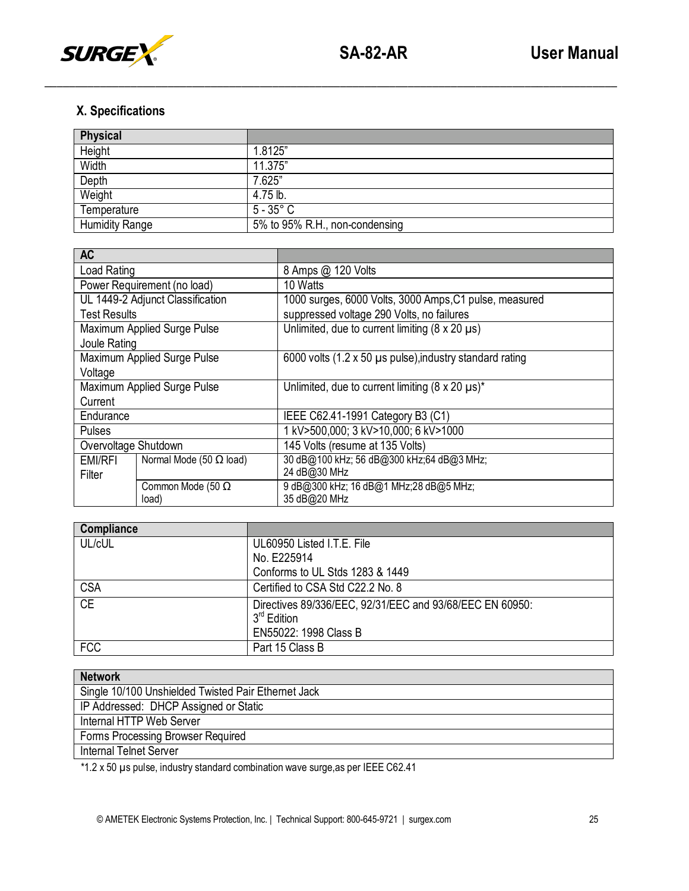## X. Specifications

| Physical | |
|---|---|
| Height | 1.8125" |
| Width | 11.375" |
| Depth | 7.625" |
| Weight | 4.75 lb. |
| Temperature | 5 - 35° C |
| Humidity Range | 5% to 95% R.H., non-condensing |

| AC | | |
|---|---|---|
| Load Rating | | 8 Amps @ 120 Volts |
| Power Requirement (no load) | | 10 Watts |
| UL 1449-2 Adjunct Classification Test Results | | 1000 surges, 6000 Volts, 3000 Amps,C1 pulse, measured suppressed voltage 290 Volts, no failures |
| Maximum Applied Surge Pulse Joule Rating | | Unlimited, due to current limiting (8 x 20 µs) |
| Maximum Applied Surge Pulse Voltage | | 6000 volts (1.2 x 50 µs pulse),industry standard rating |
| Maximum Applied Surge Pulse Current | | Unlimited, due to current limiting (8 x 20 µs)* |
| Endurance | | IEEE C62.41-1991 Category B3 (C1) |
| Pulses | | 1 kV>500,000; 3 kV>10,000; 6 kV>1000 |
| Overvoltage Shutdown | | 145 Volts (resume at 135 Volts) |
| EMI/RFI Filter | Normal Mode (50 Ω load) | 30 dB@100 kHz; 56 dB@300 kHz;64 dB@3 MHz; 24 dB@30 MHz |
| | Common Mode (50 Ω load) | 9 dB@300 kHz; 16 dB@1 MHz;28 dB@5 MHz; 35 dB@20 MHz |

| Compliance | |
|---|---|
| UL/cUL | UL60950 Listed I.T.E. File No. E225914 Conforms to UL Stds 1283 & 1449 |
| CSA | Certified to CSA Std C22.2 No. 8 |
| CE | Directives 89/336/EEC, 92/31/EEC and 93/68/EEC EN 60950: 3rd Edition EN55022: 1998 Class B |
| FCC | Part 15 Class B |

| Network |
|---|
| Single 10/100 Unshielded Twisted Pair Ethernet Jack |
| IP Addressed: DHCP Assigned or Static |
| Internal HTTP Web Server |
| Forms Processing Browser Required |
| Internal Telnet Server |

*1.2 x 50 µs pulse, industry standard combination wave surge,as per IEEE C62.41